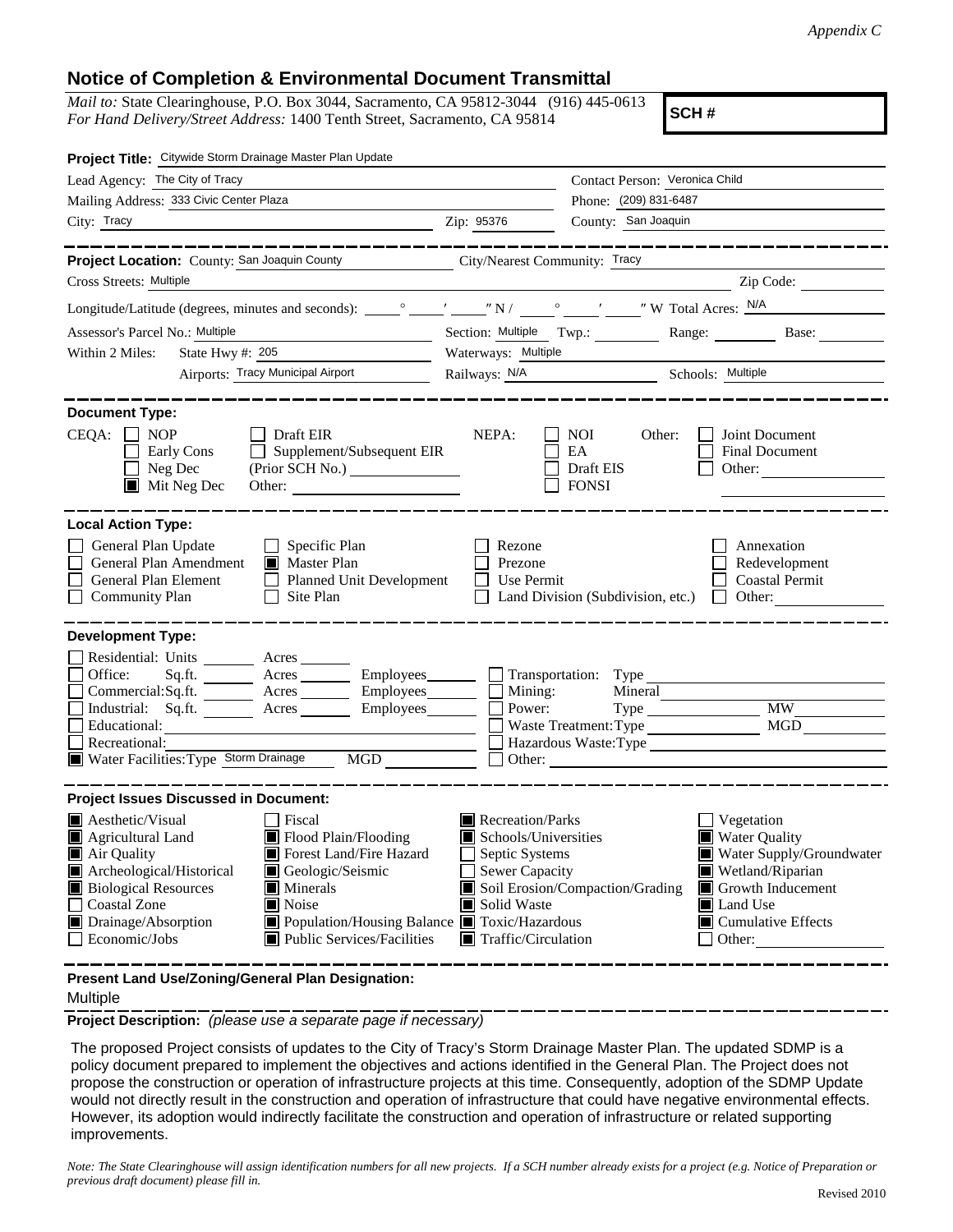*Appendix C*

## Notice of Completion & Environmental Document Transmittal

*Mail to:* State Clearinghouse, P.O. Box 3044, Sacramento, CA 95812-3044 (916) 445-0613
*For Hand Delivery/Street Address:* 1400 Tenth Street, Sacramento, CA 95814

**SCH #**

**Project Title:** Citywide Storm Drainage Master Plan Update

Lead Agency: The City of Tracy
Contact Person: Veronica Child
Mailing Address: 333 Civic Center Plaza
Phone: (209) 831-6487
City: Tracy
Zip: 95376
County: San Joaquin

---

**Project Location:** County: San Joaquin County
City/Nearest Community: Tracy
Cross Streets: Multiple
Zip Code:
Longitude/Latitude (degrees, minutes and seconds): ___° ___′ ___″ N / ___° ___′ ___″ W Total Acres: N/A
Assessor's Parcel No.: Multiple
Section: Multiple Twp.: ___ Range: ___ Base: ___
Within 2 Miles: State Hwy #: 205
Waterways: Multiple
Airports: Tracy Municipal Airport
Railways: N/A
Schools: Multiple

---

**Document Type:**

CEQA:
- ☐ NOP
- ☐ Early Cons
- ☐ Neg Dec
- ☒ Mit Neg Dec
- ☐ Draft EIR
- ☐ Supplement/Subsequent EIR (Prior SCH No.) ___
- Other: ___

NEPA:
- ☐ NOI
- ☐ EA
- ☐ Draft EIS
- ☐ FONSI

Other:
- ☐ Joint Document
- ☐ Final Document
- ☐ Other: ___

---

**Local Action Type:**

- ☐ General Plan Update
- ☐ General Plan Amendment
- ☐ General Plan Element
- ☐ Community Plan
- ☐ Specific Plan
- ☒ Master Plan
- ☐ Planned Unit Development
- ☐ Site Plan
- ☐ Rezone
- ☐ Prezone
- ☐ Use Permit
- ☐ Land Division (Subdivision, etc.)
- ☐ Annexation
- ☐ Redevelopment
- ☐ Coastal Permit
- ☐ Other: ___

---

**Development Type:**

- ☐ Residential: Units ___ Acres ___
- ☐ Office: Sq.ft. ___ Acres ___ Employees ___
- ☐ Commercial: Sq.ft. ___ Acres ___ Employees ___
- ☐ Industrial: Sq.ft. ___ Acres ___ Employees ___
- ☐ Educational: ___
- ☐ Recreational: ___
- ☒ Water Facilities: Type Storm Drainage MGD ___
- ☐ Transportation: Type ___
- ☐ Mining: Mineral ___
- ☐ Power: Type ___ MW ___
- ☐ Waste Treatment: Type ___ MGD ___
- ☐ Hazardous Waste: Type ___
- ☐ Other: ___

---

**Project Issues Discussed in Document:**

- ☒ Aesthetic/Visual
- ☒ Agricultural Land
- ☒ Air Quality
- ☒ Archeological/Historical
- ☒ Biological Resources
- ☐ Coastal Zone
- ☒ Drainage/Absorption
- ☐ Economic/Jobs
- ☐ Fiscal
- ☒ Flood Plain/Flooding
- ☒ Forest Land/Fire Hazard
- ☒ Geologic/Seismic
- ☒ Minerals
- ☒ Noise
- ☒ Population/Housing Balance
- ☒ Public Services/Facilities
- ☒ Recreation/Parks
- ☒ Schools/Universities
- ☐ Septic Systems
- ☐ Sewer Capacity
- ☒ Soil Erosion/Compaction/Grading
- ☒ Solid Waste
- ☒ Toxic/Hazardous
- ☒ Traffic/Circulation
- ☐ Vegetation
- ☒ Water Quality
- ☒ Water Supply/Groundwater
- ☒ Wetland/Riparian
- ☒ Growth Inducement
- ☒ Land Use
- ☒ Cumulative Effects
- ☐ Other: ___

---

**Present Land Use/Zoning/General Plan Designation:**

Multiple

**Project Description:** *(please use a separate page if necessary)*

The proposed Project consists of updates to the City of Tracy's Storm Drainage Master Plan. The updated SDMP is a policy document prepared to implement the objectives and actions identified in the General Plan. The Project does not propose the construction or operation of infrastructure projects at this time. Consequently, adoption of the SDMP Update would not directly result in the construction and operation of infrastructure that could have negative environmental effects. However, its adoption would indirectly facilitate the construction and operation of infrastructure or related supporting improvements.

*Note: The State Clearinghouse will assign identification numbers for all new projects. If a SCH number already exists for a project (e.g. Notice of Preparation or previous draft document) please fill in.*

Revised 2010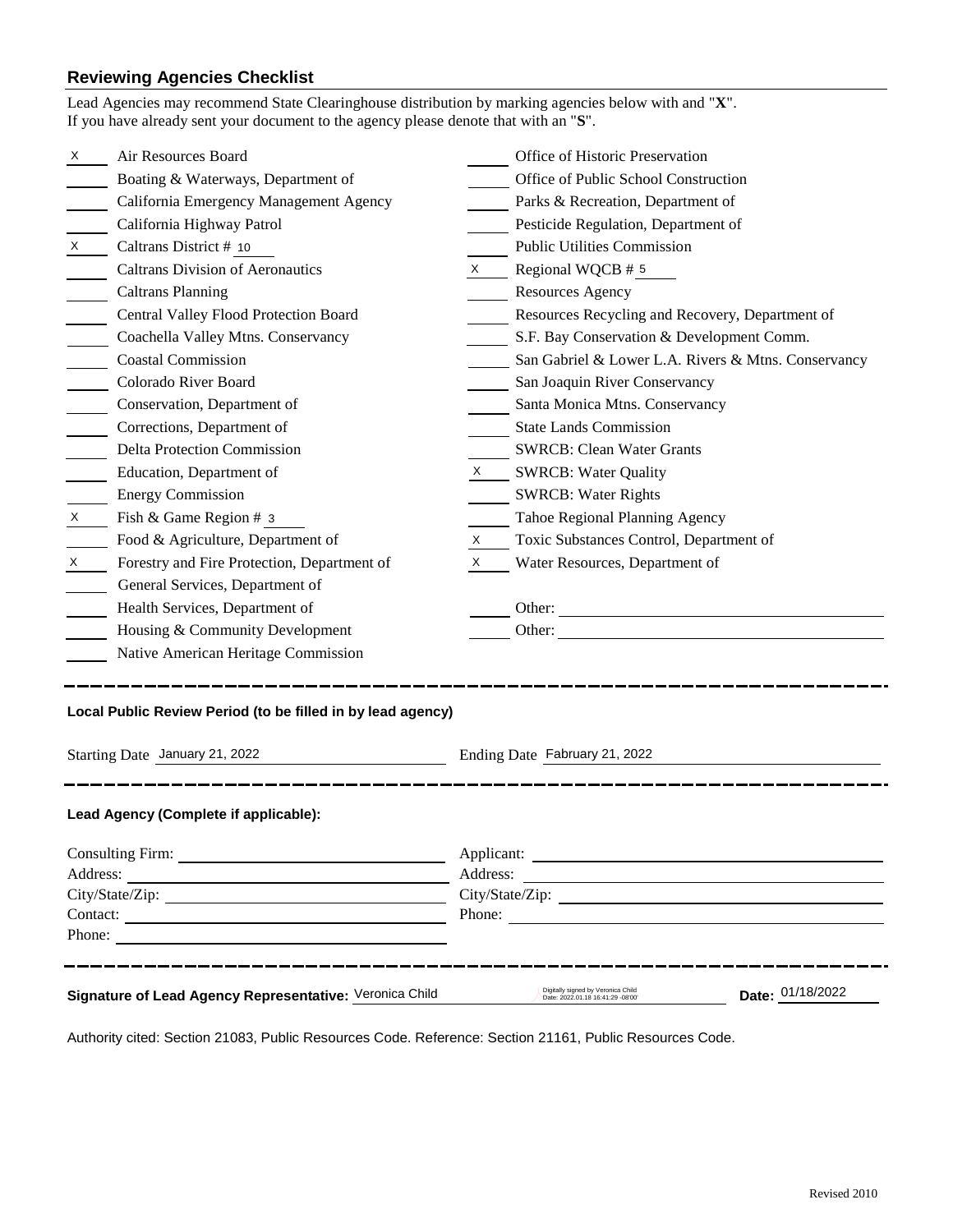## Reviewing Agencies Checklist

Lead Agencies may recommend State Clearinghouse distribution by marking agencies below with and "**X**". If you have already sent your document to the agency please denote that with an "**S**".

| | | | |
|---|---|---|---|
| X | Air Resources Board | | Office of Historic Preservation |
| | Boating & Waterways, Department of | | Office of Public School Construction |
| | California Emergency Management Agency | | Parks & Recreation, Department of |
| | California Highway Patrol | | Pesticide Regulation, Department of |
| X | Caltrans District # 10 | | Public Utilities Commission |
| | Caltrans Division of Aeronautics | X | Regional WQCB # 5 |
| | Caltrans Planning | | Resources Agency |
| | Central Valley Flood Protection Board | | Resources Recycling and Recovery, Department of |
| | Coachella Valley Mtns. Conservancy | | S.F. Bay Conservation & Development Comm. |
| | Coastal Commission | | San Gabriel & Lower L.A. Rivers & Mtns. Conservancy |
| | Colorado River Board | | San Joaquin River Conservancy |
| | Conservation, Department of | | Santa Monica Mtns. Conservancy |
| | Corrections, Department of | | State Lands Commission |
| | Delta Protection Commission | | SWRCB: Clean Water Grants |
| | Education, Department of | X | SWRCB: Water Quality |
| | Energy Commission | | SWRCB: Water Rights |
| X | Fish & Game Region # 3 | | Tahoe Regional Planning Agency |
| | Food & Agriculture, Department of | X | Toxic Substances Control, Department of |
| X | Forestry and Fire Protection, Department of | X | Water Resources, Department of |
| | General Services, Department of | | |
| | Health Services, Department of | | Other: |
| | Housing & Community Development | | Other: |
| | Native American Heritage Commission | | |

---

**Local Public Review Period (to be filled in by lead agency)**

Starting Date January 21, 2022    Ending Date February 21, 2022

---

**Lead Agency (Complete if applicable):**

Consulting Firm:
Address:
City/State/Zip:
Contact:
Phone:

Applicant:
Address:
City/State/Zip:
Phone:

---

**Signature of Lead Agency Representative:** Veronica Child    Digitally signed by Veronica Child Date: 2022.01.18 16:41:29 -08'00'    **Date:** 01/18/2022

Authority cited: Section 21083, Public Resources Code. Reference: Section 21161, Public Resources Code.

Revised 2010